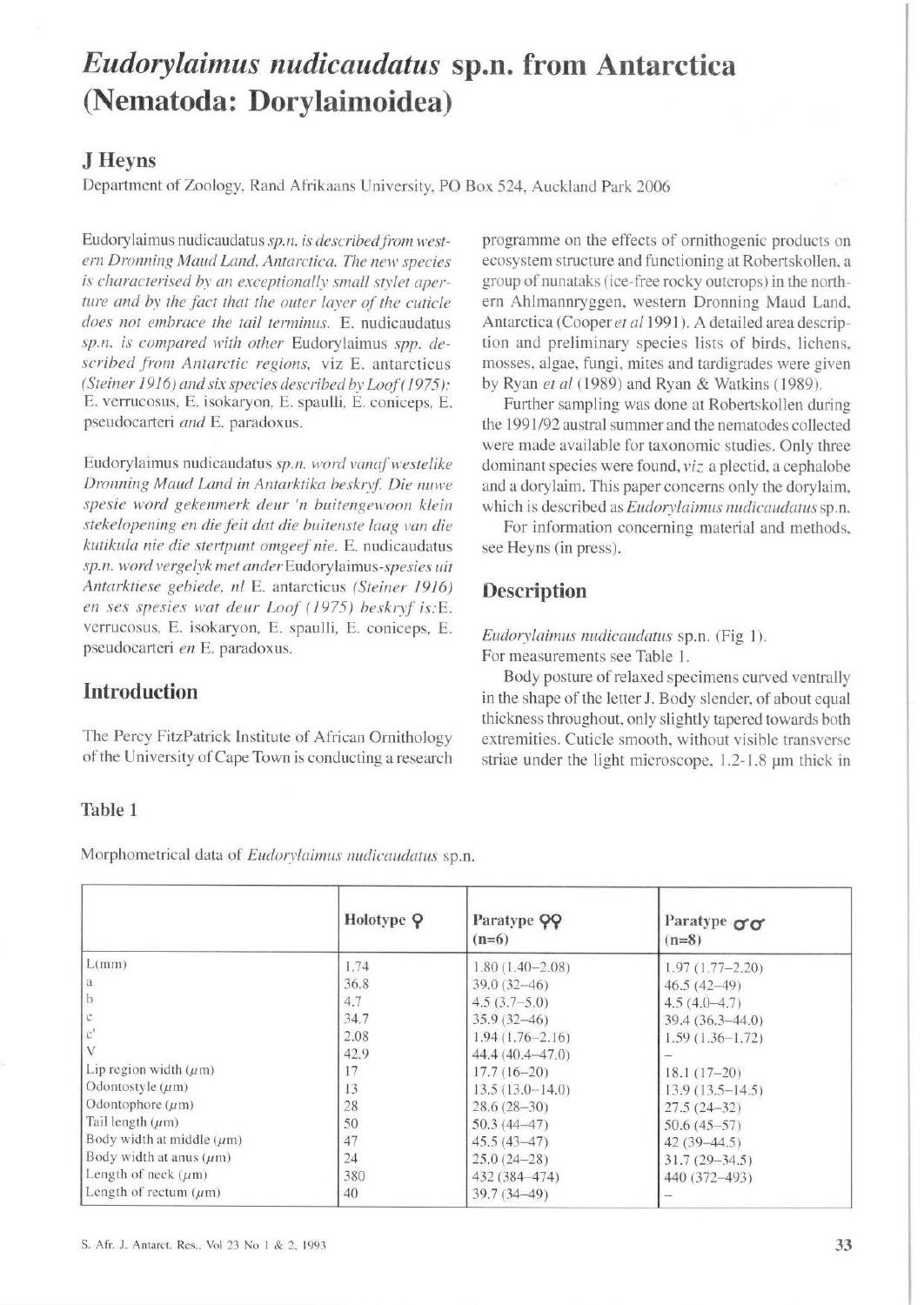# *Eudorylaimus nudicaudatus* sp.n. from Antarctica (Nematoda: Dorylaimoidea)

## J Heyns

Department of Zoology, Rand Afrikaans University, PO Box 524, Auckland Park 2006

Eudorylaimus nudicaudatus *sp.n. is described from western Dronning Maud Land, Antarctica. The new species is characterised by an exceptionally small stylet aperture and by the fact that the outer layer of the cuticle does not embrace the tail terminus.* E. nudicaudatus *sp.n. is compared with other* Eudorylaimus *spp. described from Antarctic regions, viz* E. antarcticus *(Steiner 1916) and six species described by Loof (1975):* E. verrucosus, E. isokaryon, E. spaulli, E. coniceps, E. pseudocarteri *and* E. paradoxus.

Eudorylaimus nudicaudatus *sp.n. word vanaf westelike Dronning Maud Land in Antarktika beskryf. Die nuwe spesie word gekenmerk deur 'n buitengewoon klein stekelopening en die feit dat die buitenste laag van die kutikula nie die stertpunt omgeef nie.* E. nudicaudatus *sp.n. word vergelyk met ander* Eudorylaimus*-spesies uit Antarktiese gebiede, nl* E. antarcticus *(Steiner 1916) en ses spesies wat deur Loof (1975) beskryf is:* E. verrucosus, E. isokaryon, E. spaulli, E. coniceps, E. pseudocarteri *en* E. paradoxus.

## Introduction

The Percy FitzPatrick Institute of African Ornithology of the University of Cape Town is conducting a research programme on the effects of ornithogenic products on ecosystem structure and functioning at Robertskollen, a group of nunataks (ice-free rocky outcrops) in the northern Ahlmannryggen, western Dronning Maud Land, Antarctica (Cooper *et al* 1991). A detailed area description and preliminary species lists of birds, lichens, mosses, algae, fungi, mites and tardigrades were given by Ryan *et al* (1989) and Ryan & Watkins (1989).

Further sampling was done at Robertskollen during the 1991/92 austral summer and the nematodes collected were made available for taxonomic studies. Only three dominant species were found, *viz* a plectid, a cephalobe and a dorylaim. This paper concerns only the dorylaim, which is described as *Eudorylaimus nudicaudatus* sp.n.

For information concerning material and methods, see Heyns (in press).

## Description

*Eudorylaimus nudicaudatus* sp.n. (Fig 1).
For measurements see Table 1.

Body posture of relaxed specimens curved ventrally in the shape of the letter J. Body slender, of about equal thickness throughout, only slightly tapered towards both extremities. Cuticle smooth, without visible transverse striae under the light microscope, 1.2-1.8 μm thick in

### Table 1

Morphometrical data of *Eudorylaimus nudicaudatus* sp.n.

| | Holotype ♀ | Paratype ♀♀ (n=6) | Paratype ♂♂ (n=8) |
|---|---|---|---|
| L(mm) | 1.74 | 1.80 (1.40–2.08) | 1.97 (1.77–2.20) |
| a | 36.8 | 39.0 (32–46) | 46.5 (42–49) |
| b | 4.7 | 4.5 (3.7–5.0) | 4.5 (4.0–4.7) |
| c | 34.7 | 35.9 (32–46) | 39.4 (36.3–44.0) |
| c' | 2.08 | 1.94 (1.76–2.16) | 1.59 (1.36–1.72) |
| V | 42.9 | 44.4 (40.4–47.0) | – |
| Lip region width (μm) | 17 | 17.7 (16–20) | 18.1 (17–20) |
| Odontostyle (μm) | 13 | 13.5 (13.0–14.0) | 13.9 (13.5–14.5) |
| Odontophore (μm) | 28 | 28.6 (28–30) | 27.5 (24–32) |
| Tail length (μm) | 50 | 50.3 (44–47) | 50.6 (45–57) |
| Body width at middle (μm) | 47 | 45.5 (43–47) | 42 (39–44.5) |
| Body width at anus (μm) | 24 | 25.0 (24–28) | 31.7 (29–34.5) |
| Length of neck (μm) | 380 | 432 (384–474) | 440 (372–493) |
| Length of rectum (μm) | 40 | 39.7 (34–49) | – |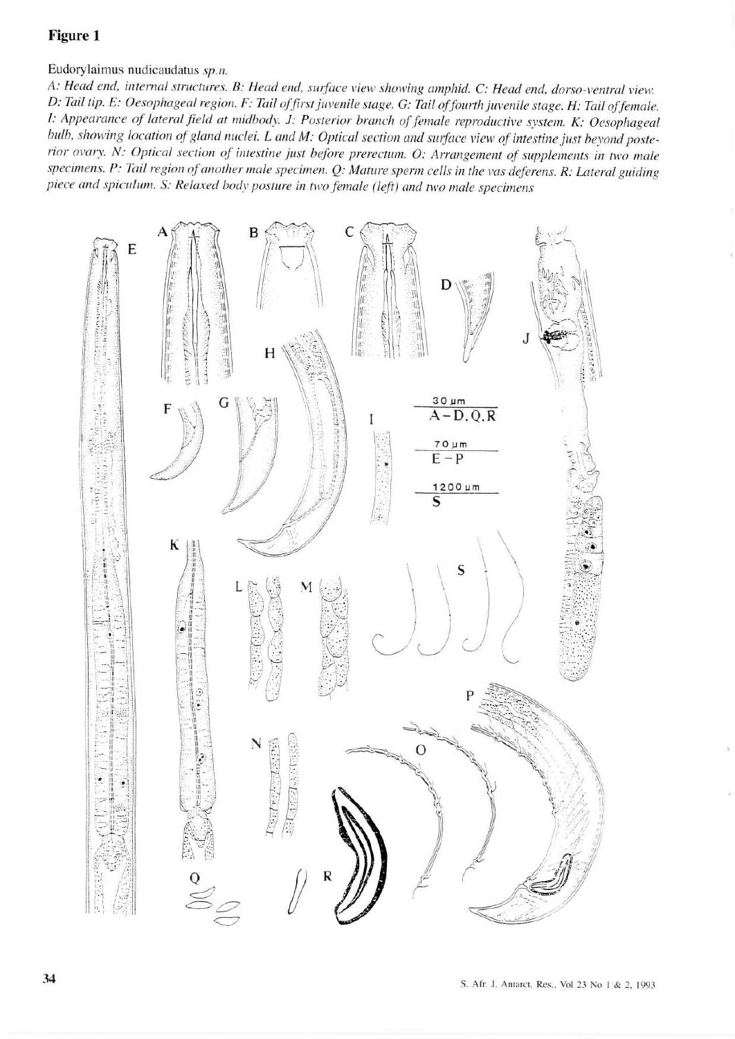## Figure 1

Eudorylaimus nudicaudatus *sp.n.*

*A: Head end, internal structures. B: Head end, surface view showing amphid. C: Head end, dorso-ventral view. D: Tail tip. E: Oesophageal region. F: Tail of first juvenile stage. G: Tail of fourth juvenile stage. H: Tail of female. I: Appearance of lateral field at midbody. J: Posterior branch of female reproductive system. K: Oesophageal bulb, showing location of gland nuclei. L and M: Optical section and surface view of intestine just beyond posterior ovary. N: Optical section of intestine just before prerectum. O: Arrangement of supplements in two male specimens. P: Tail region of another male specimen. Q: Mature sperm cells in the vas deferens. R: Lateral guiding piece and spiculum. S: Relaxed body posture in two female (left) and two male specimens*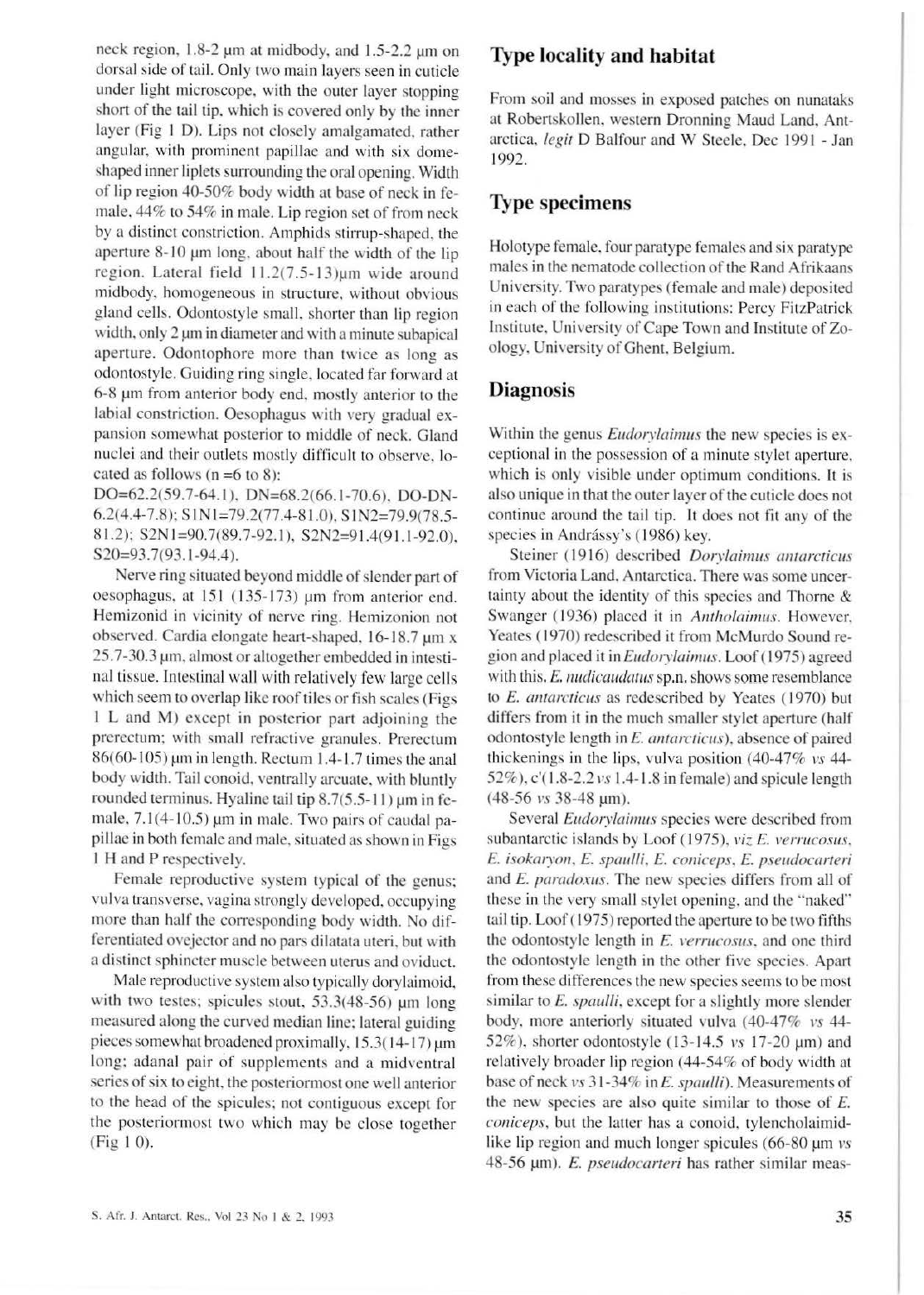neck region, 1.8-2 μm at midbody, and 1.5-2.2 μm on dorsal side of tail. Only two main layers seen in cuticle under light microscope, with the outer layer stopping short of the tail tip, which is covered only by the inner layer (Fig 1 D). Lips not closely amalgamated, rather angular, with prominent papillae and with six dome-shaped inner liplets surrounding the oral opening. Width of lip region 40-50% body width at base of neck in female, 44% to 54% in male. Lip region set of from neck by a distinct constriction. Amphids stirrup-shaped, the aperture 8-10 μm long, about half the width of the lip region. Lateral field 11.2(7.5-13)μm wide around midbody, homogeneous in structure, without obvious gland cells. Odontostyle small, shorter than lip region width, only 2 μm in diameter and with a minute subapical aperture. Odontophore more than twice as long as odontostyle. Guiding ring single, located far forward at 6-8 μm from anterior body end, mostly anterior to the labial constriction. Oesophagus with very gradual expansion somewhat posterior to middle of neck. Gland nuclei and their outlets mostly difficult to observe, located as follows (n =6 to 8):

DO=62.2(59.7-64.1), DN=68.2(66.1-70.6), DO-DN-6.2(4.4-7.8); S1N1=79.2(77.4-81.0), S1N2=79.9(78.5-81.2); S2N1=90.7(89.7-92.1), S2N2=91.4(91.1-92.0), S2O=93.7(93.1-94.4).

Nerve ring situated beyond middle of slender part of oesophagus, at 151 (135-173) μm from anterior end. Hemizonid in vicinity of nerve ring. Hemizonion not observed. Cardia elongate heart-shaped, 16-18.7 μm x 25.7-30.3 μm, almost or altogether embedded in intestinal tissue. Intestinal wall with relatively few large cells which seem to overlap like roof tiles or fish scales (Figs 1 L and M) except in posterior part adjoining the prerectum; with small refractive granules. Prerectum 86(60-105) μm in length. Rectum 1.4-1.7 times the anal body width. Tail conoid, ventrally arcuate, with bluntly rounded terminus. Hyaline tail tip 8.7(5.5-11) μm in female, 7.1(4-10.5) μm in male. Two pairs of caudal papillae in both female and male, situated as shown in Figs 1 H and P respectively.

Female reproductive system typical of the genus; vulva transverse, vagina strongly developed, occupying more than half the corresponding body width. No differentiated ovejector and no pars dilatata uteri, but with a distinct sphincter muscle between uterus and oviduct.

Male reproductive system also typically dorylaimoid, with two testes; spicules stout, 53.3(48-56) μm long measured along the curved median line; lateral guiding pieces somewhat broadened proximally, 15.3(14-17) μm long; adanal pair of supplements and a midventral series of six to eight, the posteriormost one well anterior to the head of the spicules; not contiguous except for the posteriormost two which may be close together (Fig 1 O).

## Type locality and habitat

From soil and mosses in exposed patches on nunataks at Robertskollen, western Dronning Maud Land, Antarctica, *legit* D Balfour and W Steele, Dec 1991 - Jan 1992.

## Type specimens

Holotype female, four paratype females and six paratype males in the nematode collection of the Rand Afrikaans University. Two paratypes (female and male) deposited in each of the following institutions: Percy FitzPatrick Institute, University of Cape Town and Institute of Zoology, University of Ghent, Belgium.

## Diagnosis

Within the genus *Eudorylaimus* the new species is exceptional in the possession of a minute stylet aperture, which is only visible under optimum conditions. It is also unique in that the outer layer of the cuticle does not continue around the tail tip. It does not fit any of the species in Andrássy's (1986) key.

Steiner (1916) described *Dorylaimus antarcticus* from Victoria Land, Antarctica. There was some uncertainty about the identity of this species and Thorne & Swanger (1936) placed it in *Antholaimus*. However, Yeates (1970) redescribed it from McMurdo Sound region and placed it in *Eudorylaimus*. Loof (1975) agreed with this. *E. nudicaudatus* sp.n. shows some resemblance to *E. antarcticus* as redescribed by Yeates (1970) but differs from it in the much smaller stylet aperture (half odontostyle length in *E. antarcticus*), absence of paired thickenings in the lips, vulva position (40-47% *vs* 44-52%), c'(1.8-2.2 *vs* 1.4-1.8 in female) and spicule length (48-56 *vs* 38-48 μm).

Several *Eudorylaimus* species were described from subantarctic islands by Loof (1975), *viz E. verrucosus*, *E. isokaryon*, *E. spaulli*, *E. coniceps*, *E. pseudocarteri* and *E. paradoxus*. The new species differs from all of these in the very small stylet opening, and the "naked" tail tip. Loof (1975) reported the aperture to be two fifths the odontostyle length in *E. verrucosus*, and one third the odontostyle length in the other five species. Apart from these differences the new species seems to be most similar to *E. spaulli*, except for a slightly more slender body, more anteriorly situated vulva (40-47% *vs* 44-52%), shorter odontostyle (13-14.5 *vs* 17-20 μm) and relatively broader lip region (44-54% of body width at base of neck *vs* 31-34% in *E. spaulli*). Measurements of the new species are also quite similar to those of *E. coniceps*, but the latter has a conoid, tylencholaimid-like lip region and much longer spicules (66-80 μm *vs* 48-56 μm). *E. pseudocarteri* has rather similar meas-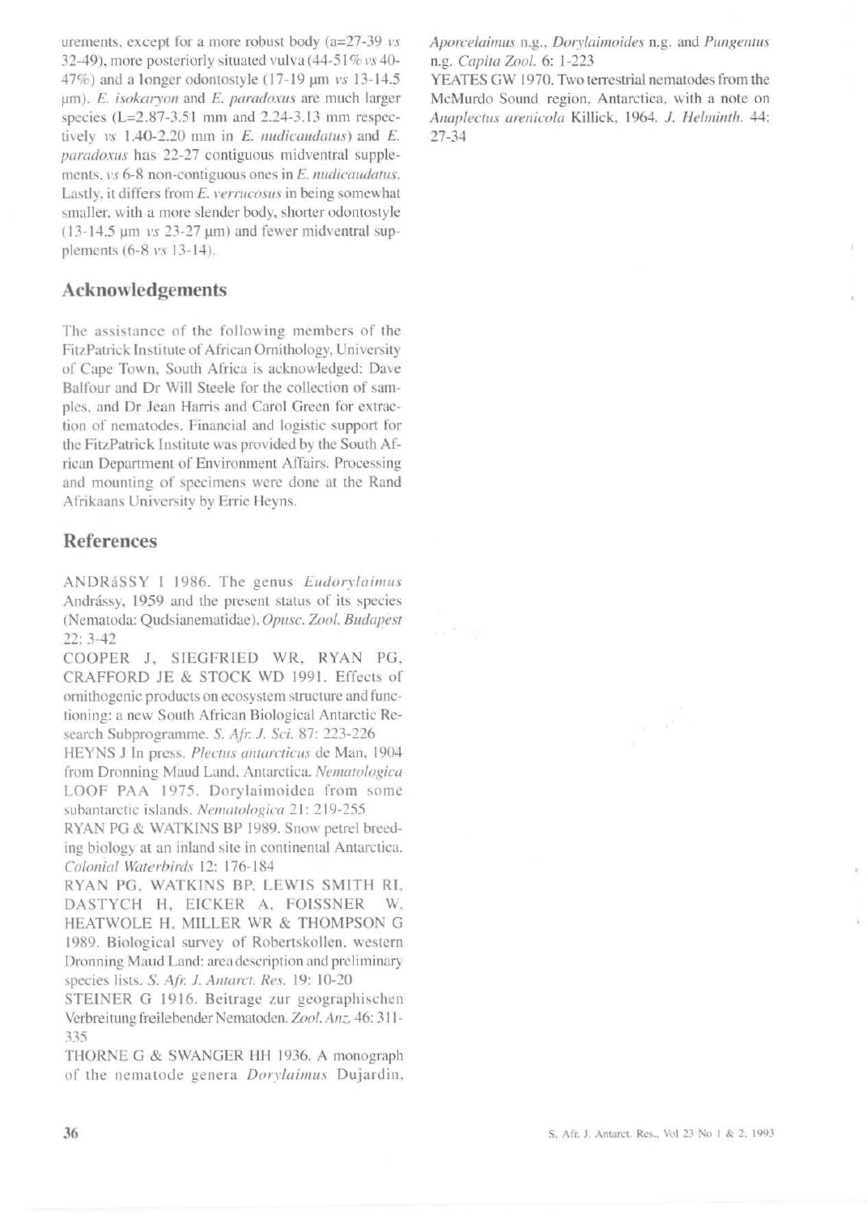urements, except for a more robust body (a=27-39 *vs* 32-49), more posteriorly situated vulva (44-51% *vs* 40-47%) and a longer odontostyle (17-19 µm *vs* 13-14.5 µm). *E. isokaryon* and *E. paradoxus* are much larger species (L=2.87-3.51 mm and 2.24-3.13 mm respectively *vs* 1.40-2.20 mm in *E. nudicaudatus*) and *E. paradoxus* has 22-27 contiguous midventral supplements, *vs* 6-8 non-contiguous ones in *E. nudicaudatus*. Lastly, it differs from *E. verrucosus* in being somewhat smaller, with a more slender body, shorter odontostyle (13-14.5 µm *vs* 23-27 µm) and fewer midventral supplements (6-8 *vs* 13-14).

## Acknowledgements

The assistance of the following members of the FitzPatrick Institute of African Ornithology, University of Cape Town, South Africa is acknowledged: Dave Balfour and Dr Will Steele for the collection of samples, and Dr Jean Harris and Carol Green for extraction of nematodes. Financial and logistic support for the FitzPatrick Institute was provided by the South African Department of Environment Affairs. Processing and mounting of specimens were done at the Rand Afrikaans University by Errie Heyns.

## References

ANDRáSSY I 1986. The genus *Eudorylaimus* Andrássy, 1959 and the present status of its species (Nematoda: Qudsianematidae). *Opusc. Zool. Budapest* 22: 3-42

COOPER J, SIEGFRIED WR, RYAN PG, CRAFFORD JE & STOCK WD 1991. Effects of ornithogenic products on ecosystem structure and functioning: a new South African Biological Antarctic Research Subprogramme. *S. Afr. J. Sci.* 87: 223-226

HEYNS J In press. *Plectus antarcticus* de Man, 1904 from Dronning Maud Land, Antarctica. *Nematologica*

LOOF PAA 1975. Dorylaimoidea from some subantarctic islands. *Nematologica* 21: 219-255

RYAN PG & WATKINS BP 1989. Snow petrel breeding biology at an inland site in continental Antarctica. *Colonial Waterbirds* 12: 176-184

RYAN PG, WATKINS BP, LEWIS SMITH RI, DASTYCH H, EICKER A, FOISSNER W, HEATWOLE H, MILLER WR & THOMPSON G 1989. Biological survey of Robertskollen, western Dronning Maud Land: area description and preliminary species lists. *S. Afr. J. Antarct. Res.* 19: 10-20

STEINER G 1916. Beitrage zur geographischen Verbreitung freilebender Nematoden. *Zool. Anz.* 46: 311-335

THORNE G & SWANGER HH 1936. A monograph of the nematode genera *Dorylaimus* Dujardin, *Aporcelaimus* n.g., *Dorylaimoides* n.g. and *Pungentus* n.g. *Capita Zool.* 6: 1-223

YEATES GW 1970. Two terrestrial nematodes from the McMurdo Sound region, Antarctica, with a note on *Anaplectus arenicola* Killick, 1964. *J. Helminth.* 44: 27-34